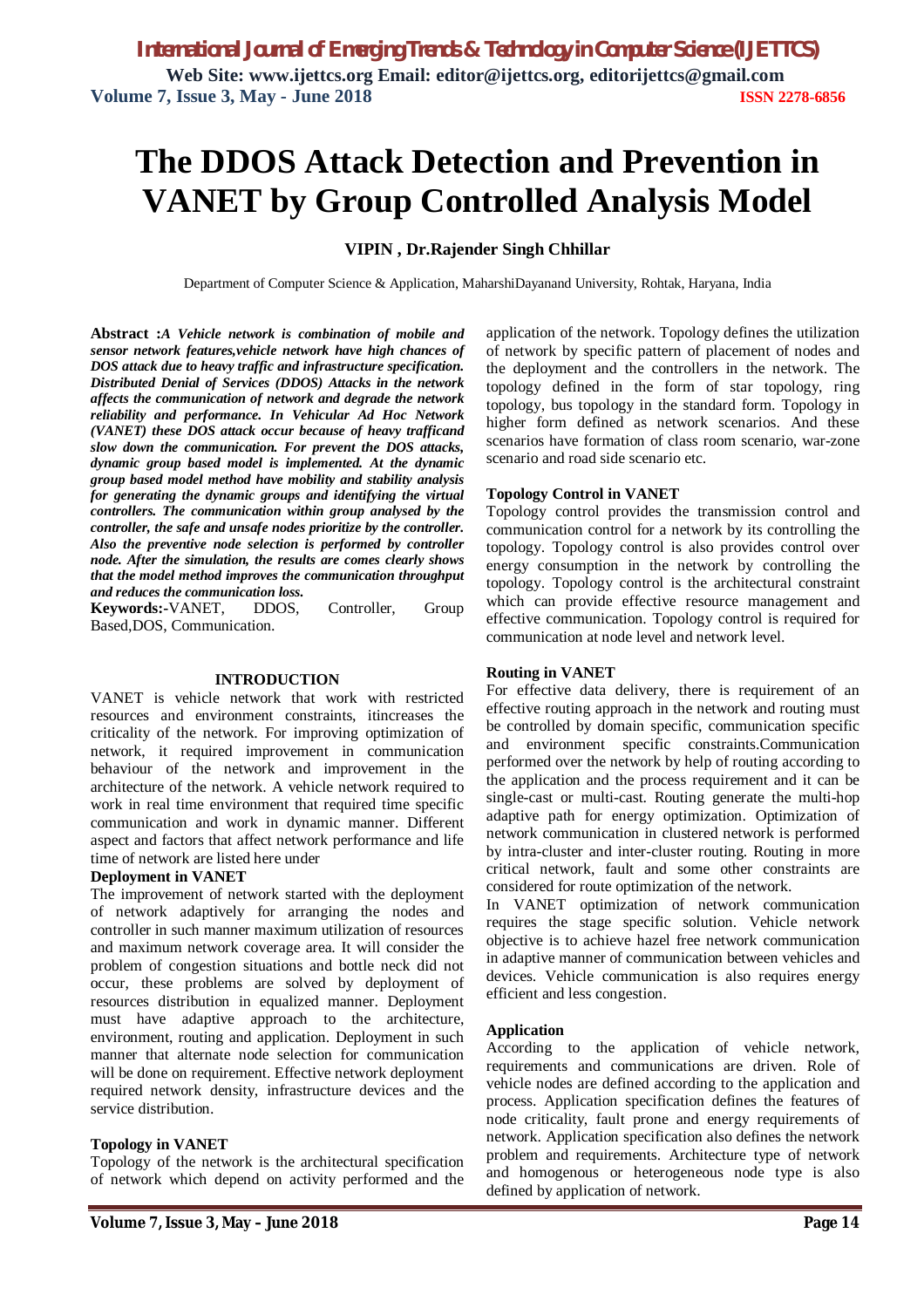# The DDOS Attack Detection and Prevention in VANET by Group Controlled Analysis Model

**VIPIN , Dr.Rajender Singh Chhillar**

Department of Computer Science & Application, MaharshiDayanand University, Rohtak, Haryana, India

**Abstract :** ***A Vehicle network is combination of mobile and sensor network features,vehicle network have high chances of DOS attack due to heavy traffic and infrastructure specification. Distributed Denial of Services (DDOS) Attacks in the network affects the communication of network and degrade the network reliability and performance. In Vehicular Ad Hoc Network (VANET) these DOS attack occur because of heavy trafficand slow down the communication. For prevent the DOS attacks, dynamic group based model is implemented. At the dynamic group based model method have mobility and stability analysis for generating the dynamic groups and identifying the virtual controllers. The communication within group analysed by the controller, the safe and unsafe nodes prioritize by the controller. Also the preventive node selection is performed by controller node. After the simulation, the results are comes clearly shows that the model method improves the communication throughput and reduces the communication loss.***

**Keywords:-**VANET, DDOS, Controller, Group Based,DOS, Communication.

## INTRODUCTION

VANET is vehicle network that work with restricted resources and environment constraints, itincreases the criticality of the network. For improving optimization of network, it required improvement in communication behaviour of the network and improvement in the architecture of the network. A vehicle network required to work in real time environment that required time specific communication and work in dynamic manner. Different aspect and factors that affect network performance and life time of network are listed here under

### Deployment in VANET

The improvement of network started with the deployment of network adaptively for arranging the nodes and controller in such manner maximum utilization of resources and maximum network coverage area. It will consider the problem of congestion situations and bottle neck did not occur, these problems are solved by deployment of resources distribution in equalized manner. Deployment must have adaptive approach to the architecture, environment, routing and application. Deployment in such manner that alternate node selection for communication will be done on requirement. Effective network deployment required network density, infrastructure devices and the service distribution.

### Topology in VANET

Topology of the network is the architectural specification of network which depend on activity performed and the application of the network. Topology defines the utilization of network by specific pattern of placement of nodes and the deployment and the controllers in the network. The topology defined in the form of star topology, ring topology, bus topology in the standard form. Topology in higher form defined as network scenarios. And these scenarios have formation of class room scenario, war-zone scenario and road side scenario etc.

### Topology Control in VANET

Topology control provides the transmission control and communication control for a network by its controlling the topology. Topology control is also provides control over energy consumption in the network by controlling the topology. Topology control is the architectural constraint which can provide effective resource management and effective communication. Topology control is required for communication at node level and network level.

### Routing in VANET

For effective data delivery, there is requirement of an effective routing approach in the network and routing must be controlled by domain specific, communication specific and environment specific constraints.Communication performed over the network by help of routing according to the application and the process requirement and it can be single-cast or multi-cast. Routing generate the multi-hop adaptive path for energy optimization. Optimization of network communication in clustered network is performed by intra-cluster and inter-cluster routing. Routing in more critical network, fault and some other constraints are considered for route optimization of the network.

In VANET optimization of network communication requires the stage specific solution. Vehicle network objective is to achieve hazel free network communication in adaptive manner of communication between vehicles and devices. Vehicle communication is also requires energy efficient and less congestion.

### Application

According to the application of vehicle network, requirements and communications are driven. Role of vehicle nodes are defined according to the application and process. Application specification defines the features of node criticality, fault prone and energy requirements of network. Application specification also defines the network problem and requirements. Architecture type of network and homogenous or heterogeneous node type is also defined by application of network.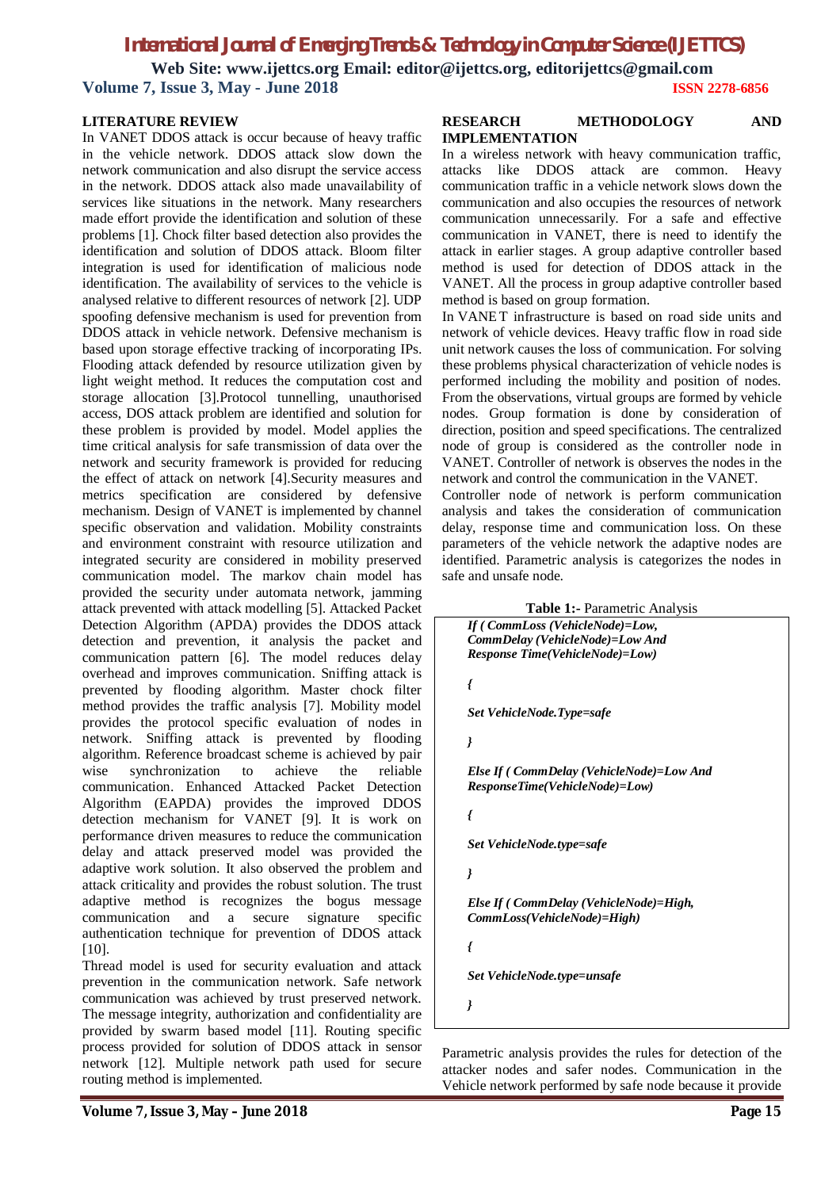## LITERATURE REVIEW

In VANET DDOS attack is occur because of heavy traffic in the vehicle network. DDOS attack slow down the network communication and also disrupt the service access in the network. DDOS attack also made unavailability of services like situations in the network. Many researchers made effort provide the identification and solution of these problems [1]. Chock filter based detection also provides the identification and solution of DDOS attack. Bloom filter integration is used for identification of malicious node identification. The availability of services to the vehicle is analysed relative to different resources of network [2]. UDP spoofing defensive mechanism is used for prevention from DDOS attack in vehicle network. Defensive mechanism is based upon storage effective tracking of incorporating IPs. Flooding attack defended by resource utilization given by light weight method. It reduces the computation cost and storage allocation [3].Protocol tunnelling, unauthorised access, DOS attack problem are identified and solution for these problem is provided by model. Model applies the time critical analysis for safe transmission of data over the network and security framework is provided for reducing the effect of attack on network [4].Security measures and metrics specification are considered by defensive mechanism. Design of VANET is implemented by channel specific observation and validation. Mobility constraints and environment constraint with resource utilization and integrated security are considered in mobility preserved communication model. The markov chain model has provided the security under automata network, jamming attack prevented with attack modelling [5]. Attacked Packet Detection Algorithm (APDA) provides the DDOS attack detection and prevention, it analysis the packet and communication pattern [6]. The model reduces delay overhead and improves communication. Sniffing attack is prevented by flooding algorithm. Master chock filter method provides the traffic analysis [7]. Mobility model provides the protocol specific evaluation of nodes in network. Sniffing attack is prevented by flooding algorithm. Reference broadcast scheme is achieved by pair wise synchronization to achieve the reliable communication. Enhanced Attacked Packet Detection Algorithm (EAPDA) provides the improved DDOS detection mechanism for VANET [9]. It is work on performance driven measures to reduce the communication delay and attack preserved model was provided the adaptive work solution. It also observed the problem and attack criticality and provides the robust solution. The trust adaptive method is recognizes the bogus message communication and a secure signature specific authentication technique for prevention of DDOS attack [10].

Thread model is used for security evaluation and attack prevention in the communication network. Safe network communication was achieved by trust preserved network. The message integrity, authorization and confidentiality are provided by swarm based model [11]. Routing specific process provided for solution of DDOS attack in sensor network [12]. Multiple network path used for secure routing method is implemented.

## RESEARCH METHODOLOGY AND IMPLEMENTATION

In a wireless network with heavy communication traffic, attacks like DDOS attack are common. Heavy communication traffic in a vehicle network slows down the communication and also occupies the resources of network communication unnecessarily. For a safe and effective communication in VANET, there is need to identify the attack in earlier stages. A group adaptive controller based method is used for detection of DDOS attack in the VANET. All the process in group adaptive controller based method is based on group formation.

In VANET infrastructure is based on road side units and network of vehicle devices. Heavy traffic flow in road side unit network causes the loss of communication. For solving these problems physical characterization of vehicle nodes is performed including the mobility and position of nodes. From the observations, virtual groups are formed by vehicle nodes. Group formation is done by consideration of direction, position and speed specifications. The centralized node of group is considered as the controller node in VANET. Controller of network is observes the nodes in the network and control the communication in the VANET.

Controller node of network is perform communication analysis and takes the consideration of communication delay, response time and communication loss. On these parameters of the vehicle network the adaptive nodes are identified. Parametric analysis is categorizes the nodes in safe and unsafe node.

**Table 1:-** Parametric Analysis

```
If ( CommLoss (VehicleNode)=Low,
CommDelay (VehicleNode)=Low And
Response Time(VehicleNode)=Low)

{

Set VehicleNode.Type=safe

}

Else If ( CommDelay (VehicleNode)=Low And
ResponseTime(VehicleNode)=Low)

{

Set VehicleNode.type=safe

}

Else If ( CommDelay (VehicleNode)=High,
CommLoss(VehicleNode)=High)

{

Set VehicleNode.type=unsafe

}
```

Parametric analysis provides the rules for detection of the attacker nodes and safer nodes. Communication in the Vehicle network performed by safe node because it provide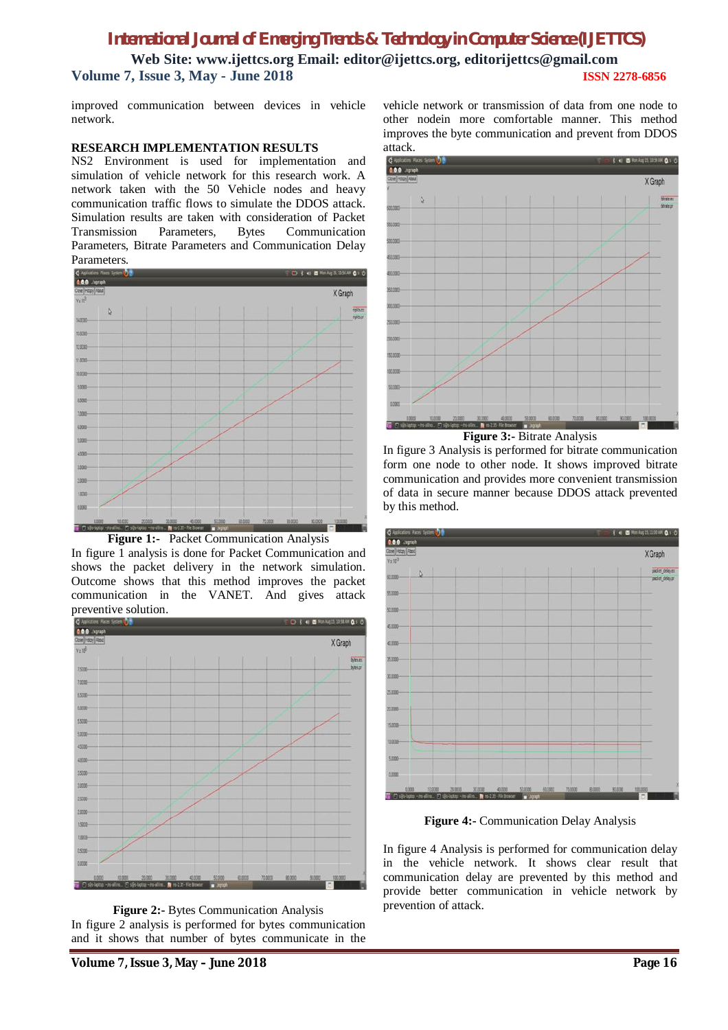improved communication between devices in vehicle network.

## RESEARCH IMPLEMENTATION RESULTS

NS2 Environment is used for implementation and simulation of vehicle network for this research work. A network taken with the 50 Vehicle nodes and heavy communication traffic flows to simulate the DDOS attack. Simulation results are taken with consideration of Packet Transmission Parameters, Bytes Communication Parameters, Bitrate Parameters and Communication Delay Parameters.

**Figure 1:-** Packet Communication Analysis

In figure 1 analysis is done for Packet Communication and shows the packet delivery in the network simulation. Outcome shows that this method improves the packet communication in the VANET. And gives attack preventive solution.

**Figure 2:-** Bytes Communication Analysis

In figure 2 analysis is performed for bytes communication and it shows that number of bytes communicate in the vehicle network or transmission of data from one node to other nodein more comfortable manner. This method improves the byte communication and prevent from DDOS attack.

**Figure 3:-** Bitrate Analysis

In figure 3 Analysis is performed for bitrate communication form one node to other node. It shows improved bitrate communication and provides more convenient transmission of data in secure manner because DDOS attack prevented by this method.

**Figure 4:-** Communication Delay Analysis

In figure 4 Analysis is performed for communication delay in the vehicle network. It shows clear result that communication delay are prevented by this method and provide better communication in vehicle network by prevention of attack.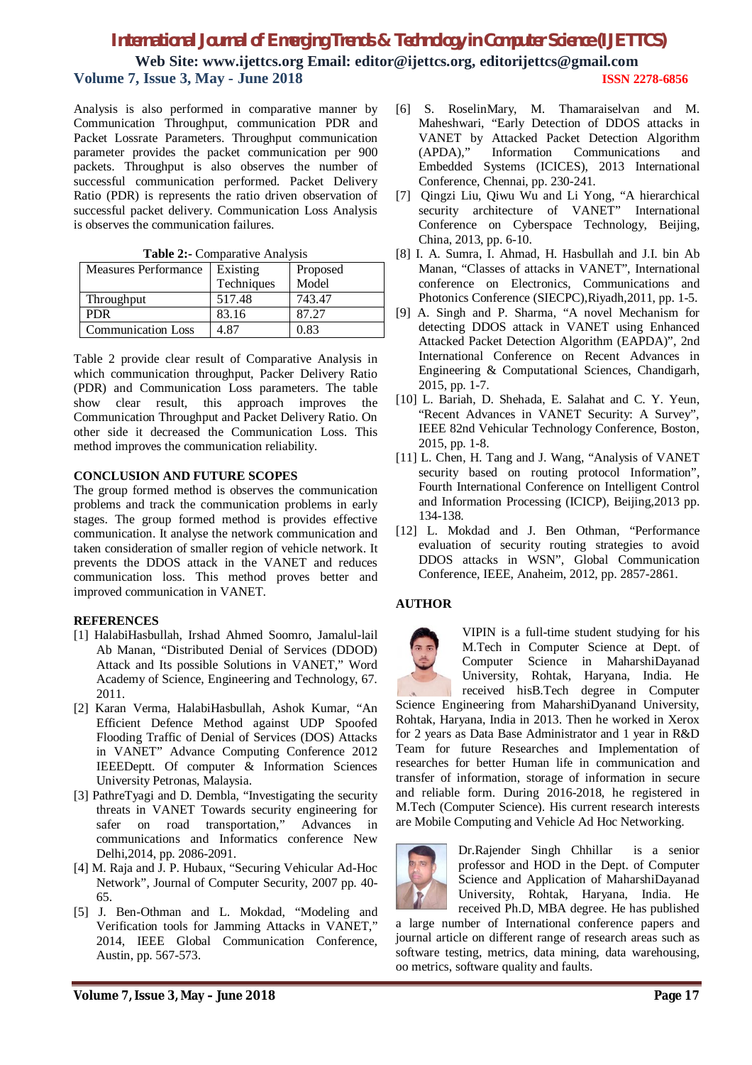Analysis is also performed in comparative manner by Communication Throughput, communication PDR and Packet Lossrate Parameters. Throughput communication parameter provides the packet communication per 900 packets. Throughput is also observes the number of successful communication performed. Packet Delivery Ratio (PDR) is represents the ratio driven observation of successful packet delivery. Communication Loss Analysis is observes the communication failures.

**Table 2:-** Comparative Analysis

| Measures Performance | Existing Techniques | Proposed Model |
|---|---|---|
| Throughput | 517.48 | 743.47 |
| PDR | 83.16 | 87.27 |
| Communication Loss | 4.87 | 0.83 |

Table 2 provide clear result of Comparative Analysis in which communication throughput, Packer Delivery Ratio (PDR) and Communication Loss parameters. The table show clear result, this approach improves the Communication Throughput and Packet Delivery Ratio. On other side it decreased the Communication Loss. This method improves the communication reliability.

## CONCLUSION AND FUTURE SCOPES

The group formed method is observes the communication problems and track the communication problems in early stages. The group formed method is provides effective communication. It analyse the network communication and taken consideration of smaller region of vehicle network. It prevents the DDOS attack in the VANET and reduces communication loss. This method proves better and improved communication in VANET.

## REFERENCES

[1] HalabiHasbullah, Irshad Ahmed Soomro, Jamalul-lail Ab Manan, "Distributed Denial of Services (DDOD) Attack and Its possible Solutions in VANET," Word Academy of Science, Engineering and Technology, 67. 2011.

[2] Karan Verma, HalabiHasbullah, Ashok Kumar, "An Efficient Defence Method against UDP Spoofed Flooding Traffic of Denial of Services (DOS) Attacks in VANET" Advance Computing Conference 2012 IEEEDeptt. Of computer & Information Sciences University Petronas, Malaysia.

[3] PathreTyagi and D. Dembla, "Investigating the security threats in VANET Towards security engineering for safer on road transportation," Advances in communications and Informatics conference New Delhi,2014, pp. 2086-2091.

[4] M. Raja and J. P. Hubaux, "Securing Vehicular Ad-Hoc Network", Journal of Computer Security, 2007 pp. 40-65.

[5] J. Ben-Othman and L. Mokdad, "Modeling and Verification tools for Jamming Attacks in VANET," 2014, IEEE Global Communication Conference, Austin, pp. 567-573.

[6] S. RoselinMary, M. Thamaraiselvan and M. Maheshwari, "Early Detection of DDOS attacks in VANET by Attacked Packet Detection Algorithm (APDA)," Information Communications and Embedded Systems (ICICES), 2013 International Conference, Chennai, pp. 230-241.

[7] Qingzi Liu, Qiwu Wu and Li Yong, "A hierarchical security architecture of VANET" International Conference on Cyberspace Technology, Beijing, China, 2013, pp. 6-10.

[8] I. A. Sumra, I. Ahmad, H. Hasbullah and J.I. bin Ab Manan, "Classes of attacks in VANET", International conference on Electronics, Communications and Photonics Conference (SIECPC),Riyadh,2011, pp. 1-5.

[9] A. Singh and P. Sharma, "A novel Mechanism for detecting DDOS attack in VANET using Enhanced Attacked Packet Detection Algorithm (EAPDA)", 2nd International Conference on Recent Advances in Engineering & Computational Sciences, Chandigarh, 2015, pp. 1-7.

[10] L. Bariah, D. Shehada, E. Salahat and C. Y. Yeun, "Recent Advances in VANET Security: A Survey", IEEE 82nd Vehicular Technology Conference, Boston, 2015, pp. 1-8.

[11] L. Chen, H. Tang and J. Wang, "Analysis of VANET security based on routing protocol Information", Fourth International Conference on Intelligent Control and Information Processing (ICICP), Beijing,2013 pp. 134-138.

[12] L. Mokdad and J. Ben Othman, "Performance evaluation of security routing strategies to avoid DDOS attacks in WSN", Global Communication Conference, IEEE, Anaheim, 2012, pp. 2857-2861.

## AUTHOR

VIPIN is a full-time student studying for his M.Tech in Computer Science at Dept. of Computer Science in MaharshiDayanad University, Rohtak, Haryana, India. He received hisB.Tech degree in Computer Science Engineering from MaharshiDyanand University, Rohtak, Haryana, India in 2013. Then he worked in Xerox for 2 years as Data Base Administrator and 1 year in R&D Team for future Researches and Implementation of researches for better Human life in communication and transfer of information, storage of information in secure and reliable form. During 2016-2018, he registered in M.Tech (Computer Science). His current research interests are Mobile Computing and Vehicle Ad Hoc Networking.

Dr.Rajender Singh Chhillar is a senior professor and HOD in the Dept. of Computer Science and Application of MaharshiDayanad University, Rohtak, Haryana, India. He received Ph.D, MBA degree. He has published a large number of International conference papers and journal article on different range of research areas such as software testing, metrics, data mining, data warehousing, oo metrics, software quality and faults.